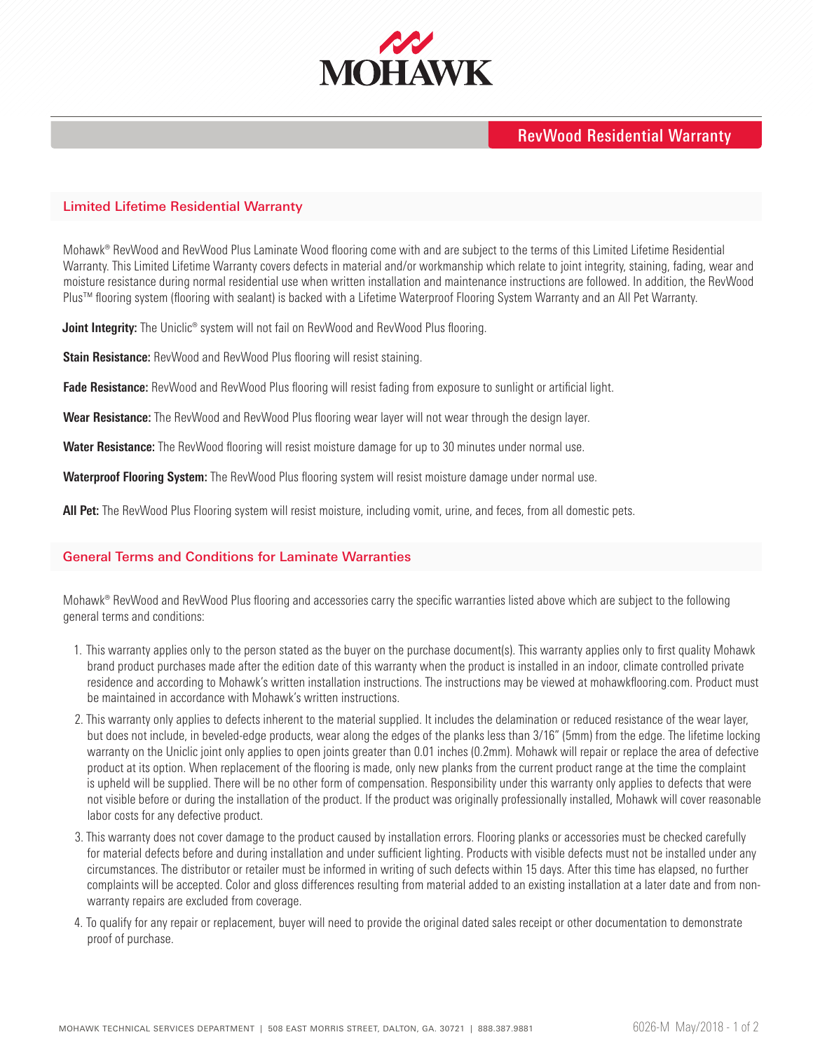# MOHAWK

## RevWood Residential Warranty

### Limited Lifetime Residential Warranty

Mohawk® RevWood and RevWood Plus Laminate Wood flooring come with and are subject to the terms of this Limited Lifetime Residential Warranty. This Limited Lifetime Warranty covers defects in material and/or workmanship which relate to joint integrity, staining, fading, wear and moisture resistance during normal residential use when written installation and maintenance instructions are followed. In addition, the RevWood Plus™ flooring system (flooring with sealant) is backed with a Lifetime Waterproof Flooring System Warranty and an All Pet Warranty.

**Joint Integrity:** The Uniclic® system will not fail on RevWood and RevWood Plus flooring.

**Stain Resistance:** RevWood and RevWood Plus flooring will resist staining.

**Fade Resistance:** RevWood and RevWood Plus flooring will resist fading from exposure to sunlight or artificial light.

**Wear Resistance:** The RevWood and RevWood Plus flooring wear layer will not wear through the design layer.

**Water Resistance:** The RevWood flooring will resist moisture damage for up to 30 minutes under normal use.

**Waterproof Flooring System:** The RevWood Plus flooring system will resist moisture damage under normal use.

**All Pet:** The RevWood Plus Flooring system will resist moisture, including vomit, urine, and feces, from all domestic pets.

### General Terms and Conditions for Laminate Warranties

Mohawk® RevWood and RevWood Plus flooring and accessories carry the specific warranties listed above which are subject to the following general terms and conditions:

1. This warranty applies only to the person stated as the buyer on the purchase document(s). This warranty applies only to first quality Mohawk brand product purchases made after the edition date of this warranty when the product is installed in an indoor, climate controlled private residence and according to Mohawk's written installation instructions. The instructions may be viewed at mohawkflooring.com. Product must be maintained in accordance with Mohawk's written instructions.
2. This warranty only applies to defects inherent to the material supplied. It includes the delamination or reduced resistance of the wear layer, but does not include, in beveled-edge products, wear along the edges of the planks less than 3/16" (5mm) from the edge. The lifetime locking warranty on the Uniclic joint only applies to open joints greater than 0.01 inches (0.2mm). Mohawk will repair or replace the area of defective product at its option. When replacement of the flooring is made, only new planks from the current product range at the time the complaint is upheld will be supplied. There will be no other form of compensation. Responsibility under this warranty only applies to defects that were not visible before or during the installation of the product. If the product was originally professionally installed, Mohawk will cover reasonable labor costs for any defective product.
3. This warranty does not cover damage to the product caused by installation errors. Flooring planks or accessories must be checked carefully for material defects before and during installation and under sufficient lighting. Products with visible defects must not be installed under any circumstances. The distributor or retailer must be informed in writing of such defects within 15 days. After this time has elapsed, no further complaints will be accepted. Color and gloss differences resulting from material added to an existing installation at a later date and from non-warranty repairs are excluded from coverage.
4. To qualify for any repair or replacement, buyer will need to provide the original dated sales receipt or other documentation to demonstrate proof of purchase.

MOHAWK TECHNICAL SERVICES DEPARTMENT | 508 EAST MORRIS STREET, DALTON, GA. 30721 | 888.387.9881

6026-M May/2018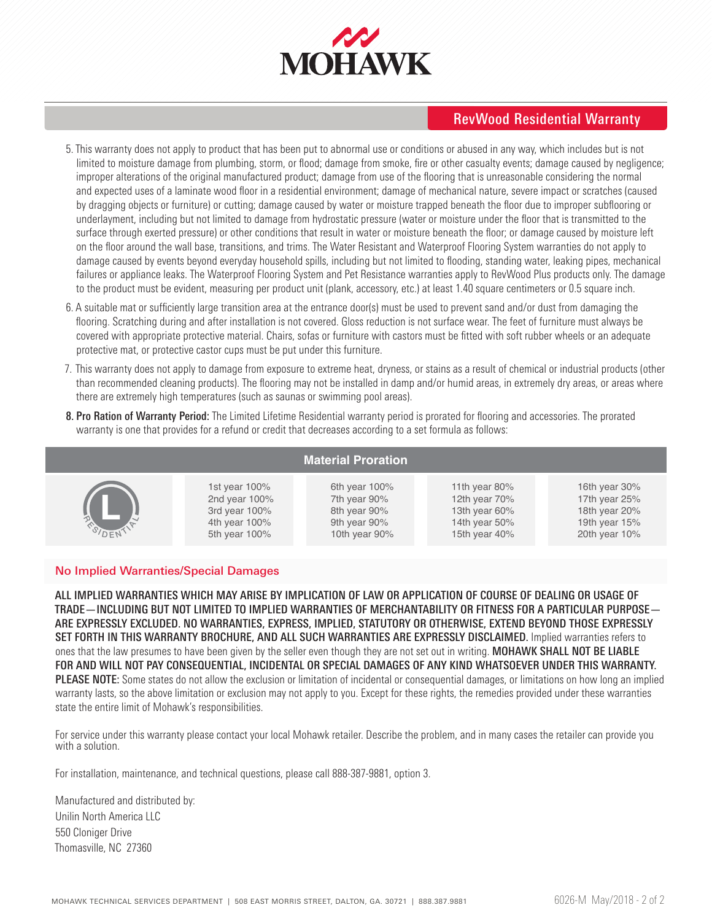# MOHAWK

## RevWood Residential Warranty

5. This warranty does not apply to product that has been put to abnormal use or conditions or abused in any way, which includes but is not limited to moisture damage from plumbing, storm, or flood; damage from smoke, fire or other casualty events; damage caused by negligence; improper alterations of the original manufactured product; damage from use of the flooring that is unreasonable considering the normal and expected uses of a laminate wood floor in a residential environment; damage of mechanical nature, severe impact or scratches (caused by dragging objects or furniture) or cutting; damage caused by water or moisture trapped beneath the floor due to improper subflooring or underlayment, including but not limited to damage from hydrostatic pressure (water or moisture under the floor that is transmitted to the surface through exerted pressure) or other conditions that result in water or moisture beneath the floor; or damage caused by moisture left on the floor around the wall base, transitions, and trims. The Water Resistant and Waterproof Flooring System warranties do not apply to damage caused by events beyond everyday household spills, including but not limited to flooding, standing water, leaking pipes, mechanical failures or appliance leaks. The Waterproof Flooring System and Pet Resistance warranties apply to RevWood Plus products only. The damage to the product must be evident, measuring per product unit (plank, accessory, etc.) at least 1.40 square centimeters or 0.5 square inch.
6. A suitable mat or sufficiently large transition area at the entrance door(s) must be used to prevent sand and/or dust from damaging the flooring. Scratching during and after installation is not covered. Gloss reduction is not surface wear. The feet of furniture must always be covered with appropriate protective material. Chairs, sofas or furniture with castors must be fitted with soft rubber wheels or an adequate protective mat, or protective castor cups must be put under this furniture.
7. This warranty does not apply to damage from exposure to extreme heat, dryness, or stains as a result of chemical or industrial products (other than recommended cleaning products). The flooring may not be installed in damp and/or humid areas, in extremely dry areas, or areas where there are extremely high temperatures (such as saunas or swimming pool areas).
8. **Pro Ration of Warranty Period:** The Limited Lifetime Residential warranty period is prorated for flooring and accessories. The prorated warranty is one that provides for a refund or credit that decreases according to a set formula as follows:

| Material Proration | | | | |
|---|---|---|---|---|
| L RESIDENTIAL | 1st year 100%<br>2nd year 100%<br>3rd year 100%<br>4th year 100%<br>5th year 100% | 6th year 100%<br>7th year 90%<br>8th year 90%<br>9th year 90%<br>10th year 90% | 11th year 80%<br>12th year 70%<br>13th year 60%<br>14th year 50%<br>15th year 40% | 16th year 30%<br>17th year 25%<br>18th year 20%<br>19th year 15%<br>20th year 10% |

### No Implied Warranties/Special Damages

**ALL IMPLIED WARRANTIES WHICH MAY ARISE BY IMPLICATION OF LAW OR APPLICATION OF COURSE OF DEALING OR USAGE OF TRADE—INCLUDING BUT NOT LIMITED TO IMPLIED WARRANTIES OF MERCHANTABILITY OR FITNESS FOR A PARTICULAR PURPOSE—ARE EXPRESSLY EXCLUDED. NO WARRANTIES, EXPRESS, IMPLIED, STATUTORY OR OTHERWISE, EXTEND BEYOND THOSE EXPRESSLY SET FORTH IN THIS WARRANTY BROCHURE, AND ALL SUCH WARRANTIES ARE EXPRESSLY DISCLAIMED.** Implied warranties refers to ones that the law presumes to have been given by the seller even though they are not set out in writing. **MOHAWK SHALL NOT BE LIABLE FOR AND WILL NOT PAY CONSEQUENTIAL, INCIDENTAL OR SPECIAL DAMAGES OF ANY KIND WHATSOEVER UNDER THIS WARRANTY. PLEASE NOTE:** Some states do not allow the exclusion or limitation of incidental or consequential damages, or limitations on how long an implied warranty lasts, so the above limitation or exclusion may not apply to you. Except for these rights, the remedies provided under these warranties state the entire limit of Mohawk's responsibilities.

For service under this warranty please contact your local Mohawk retailer. Describe the problem, and in many cases the retailer can provide you with a solution.

For installation, maintenance, and technical questions, please call 888-387-9881, option 3.

Manufactured and distributed by:
Unilin North America LLC
550 Cloniger Drive
Thomasville, NC 27360

MOHAWK TECHNICAL SERVICES DEPARTMENT | 508 EAST MORRIS STREET, DALTON, GA. 30721 | 888.387.9881

6026-M May/2018